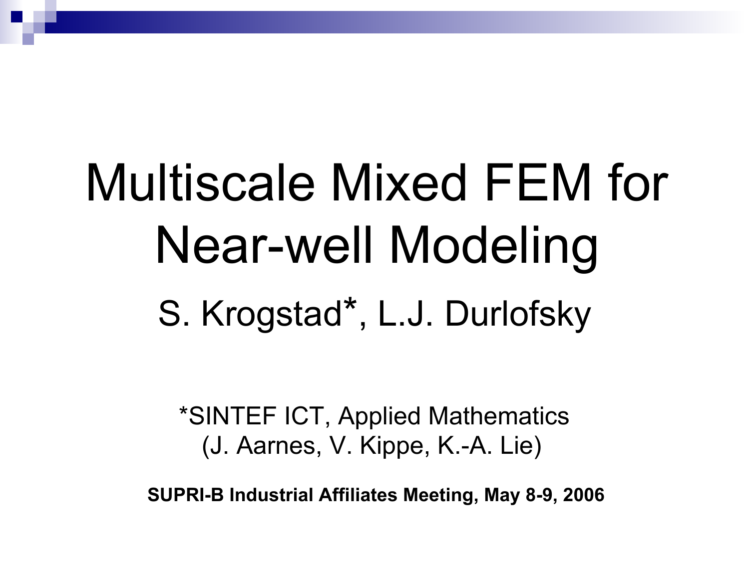# Multiscale Mixed FEM for Near-well Modeling

S. Krogstad*, L.J. Durlofsky

*SINTEF ICT, Applied Mathematics
(J. Aarnes, V. Kippe, K.-A. Lie)

**SUPRI-B Industrial Affiliates Meeting, May 8-9, 2006**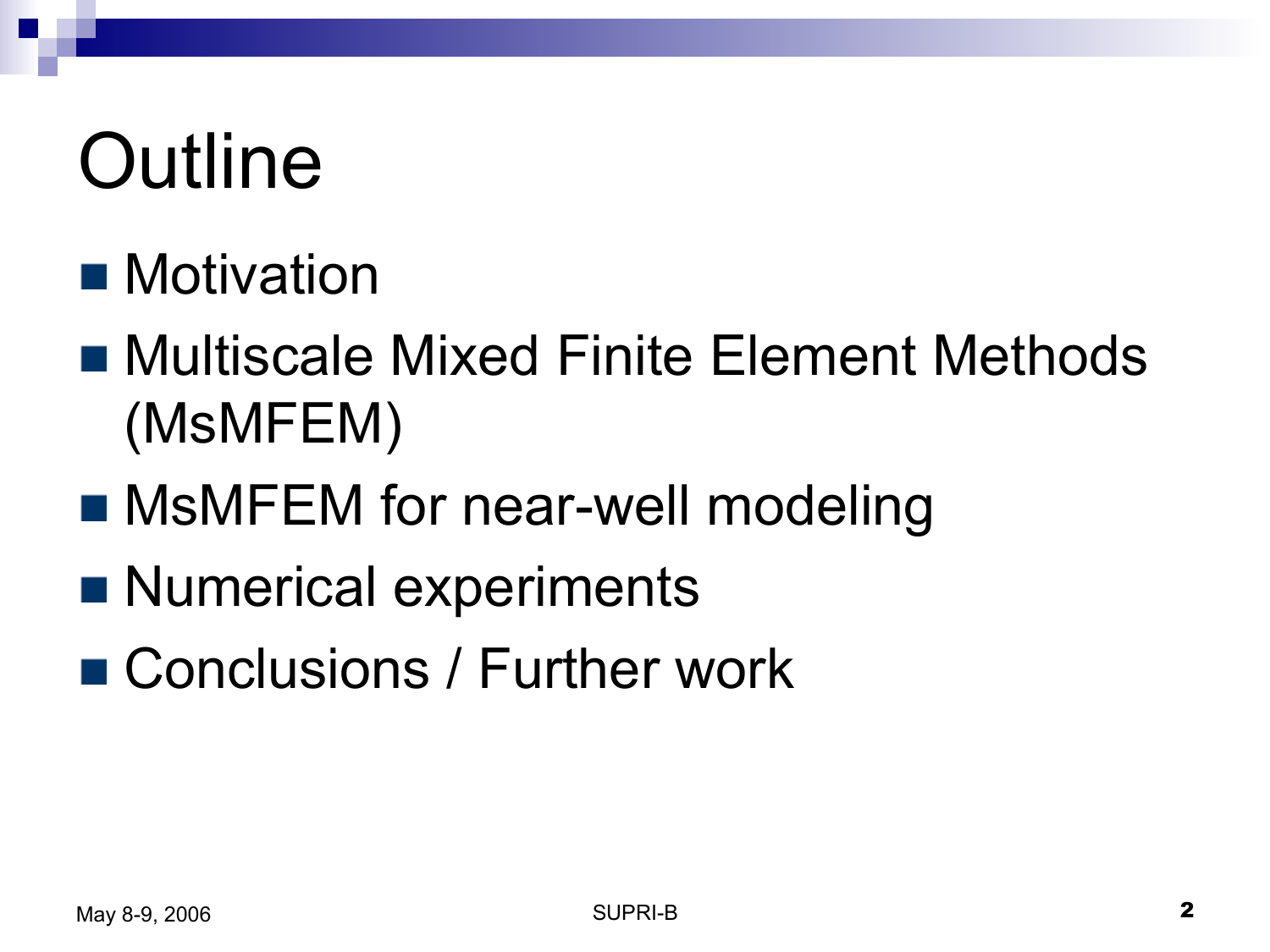# Outline

- Motivation
- Multiscale Mixed Finite Element Methods (MsMFEM)
- MsMFEM for near-well modeling
- Numerical experiments
- Conclusions / Further work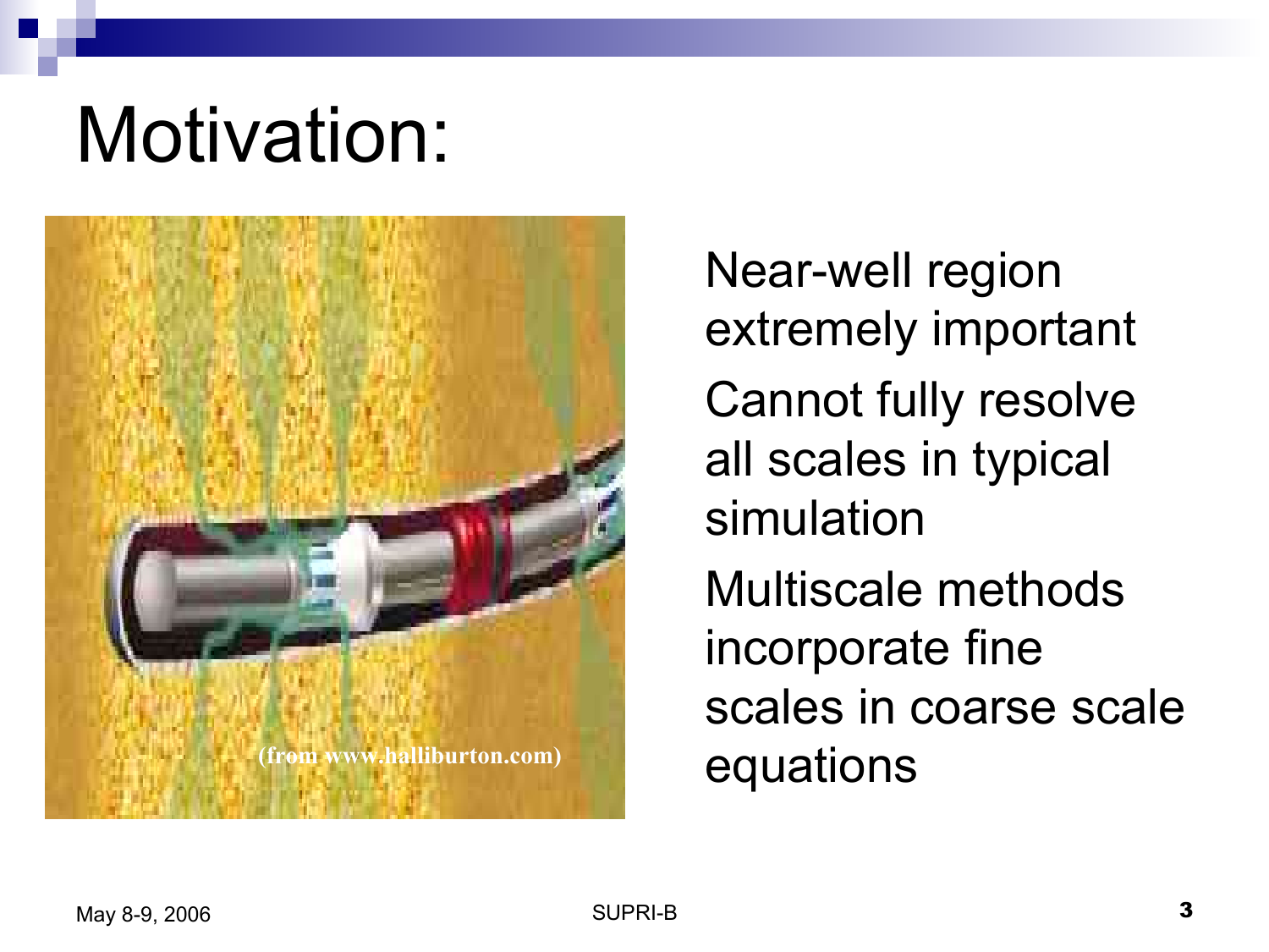# Motivation:

(from www.halliburton.com)

- Near-well region extremely important
- Cannot fully resolve all scales in typical simulation
- Multiscale methods incorporate fine scales in coarse scale equations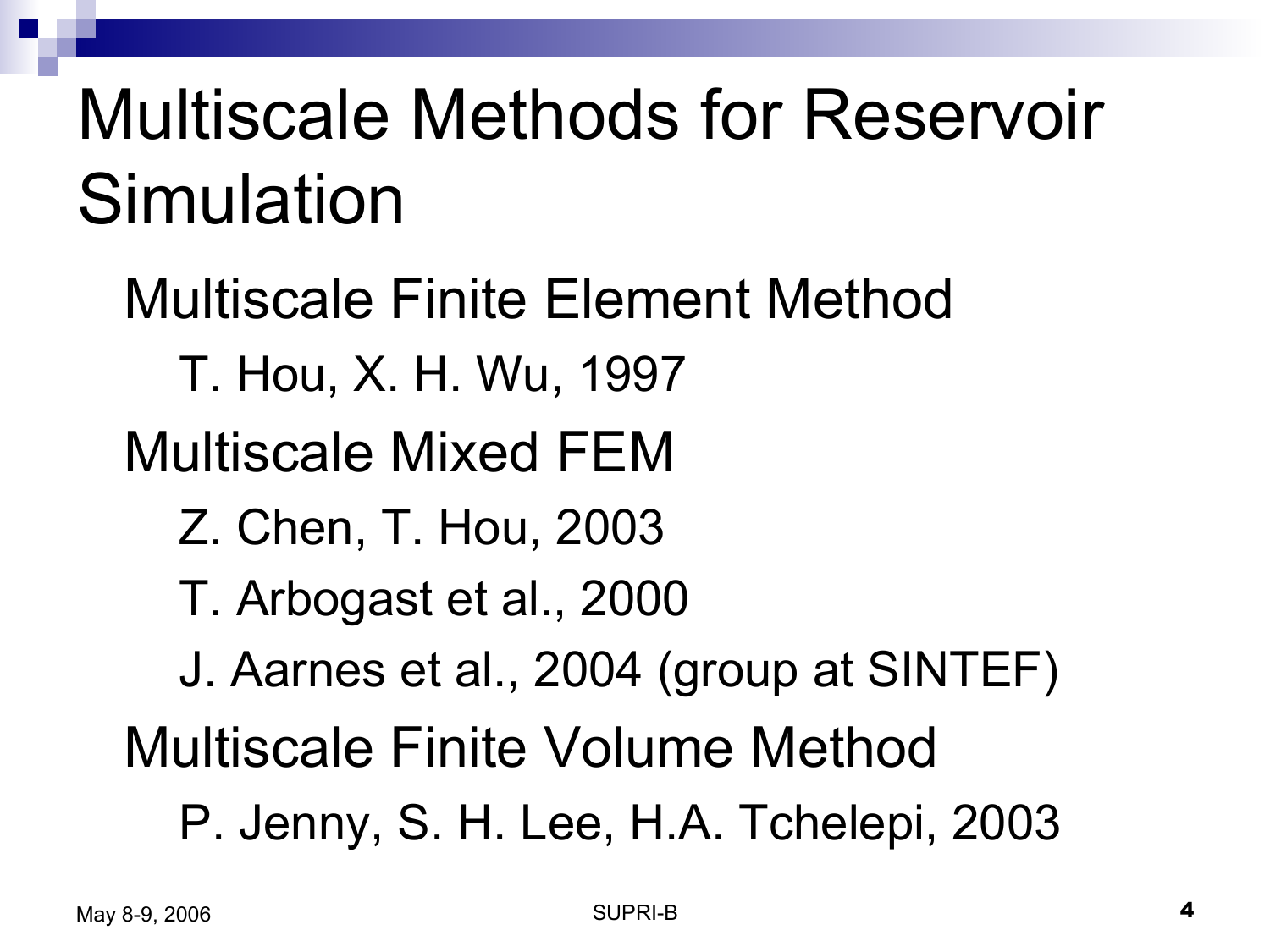# Multiscale Methods for Reservoir Simulation

- Multiscale Finite Element Method
  - T. Hou, X. H. Wu, 1997
- Multiscale Mixed FEM
  - Z. Chen, T. Hou, 2003
  - T. Arbogast et al., 2000
  - J. Aarnes et al., 2004 (group at SINTEF)
- Multiscale Finite Volume Method
  - P. Jenny, S. H. Lee, H.A. Tchelepi, 2003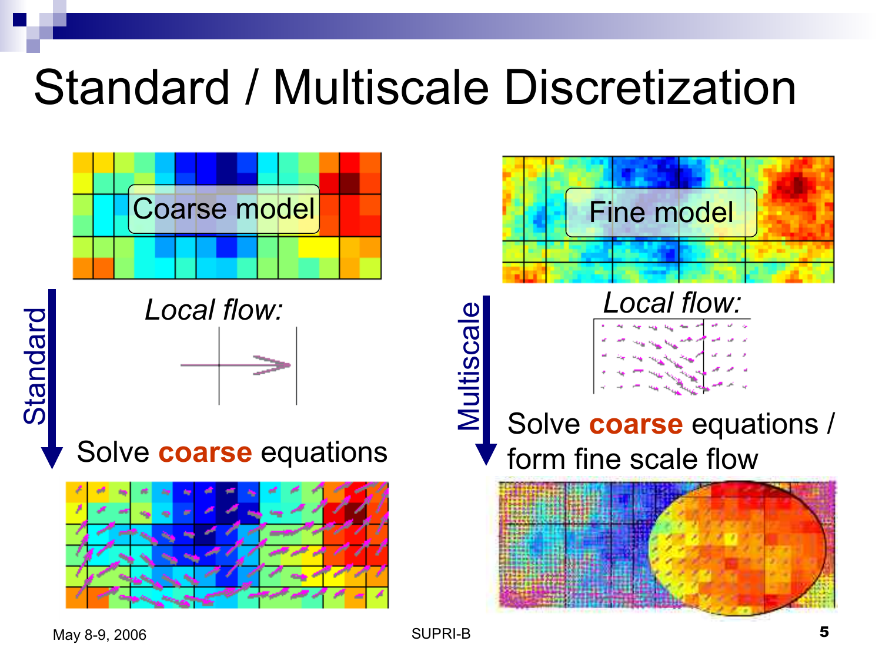# Standard / Multiscale Discretization

Coarse model

Standard

*Local flow:*

Solve **coarse** equations

Fine model

Multiscale

*Local flow:*

Solve **coarse** equations / form fine scale flow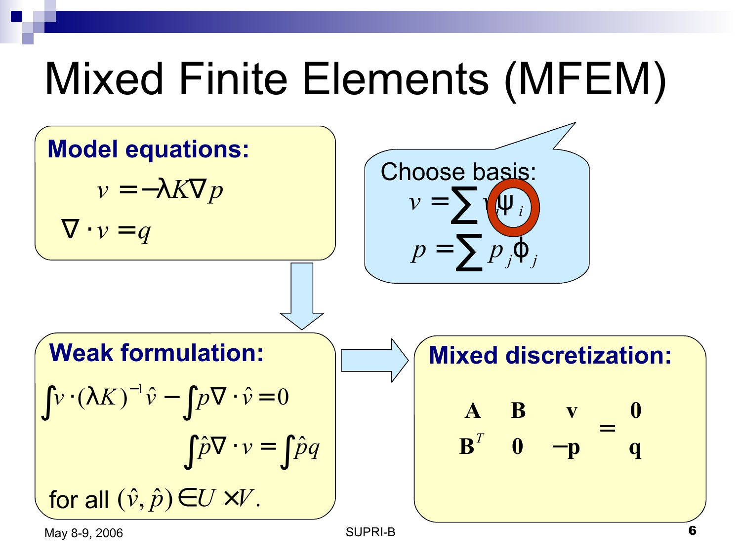# Mixed Finite Elements (MFEM)

**Model equations:**

$$v = -\lambda K \nabla p$$

$$\nabla \cdot v = q$$

Choose basis:

$$v = \sum v_i \psi_i$$

$$p = \sum p_j \phi_j$$

**Weak formulation:**

$$\int v \cdot (\lambda K)^{-1} \hat{v} - \int p \nabla \cdot \hat{v} = 0$$

$$\int \hat{p} \nabla \cdot v = \int \hat{p} q$$

for all $(\hat{v}, \hat{p}) \in U \times V$.

**Mixed discretization:**

$$\begin{bmatrix} \mathbf{A} & \mathbf{B} \\ \mathbf{B}^T & \mathbf{0} \end{bmatrix} \begin{bmatrix} \mathbf{v} \\ -\mathbf{p} \end{bmatrix} = \begin{bmatrix} \mathbf{0} \\ \mathbf{q} \end{bmatrix}$$

May 8-9, 2006 SUPRI-B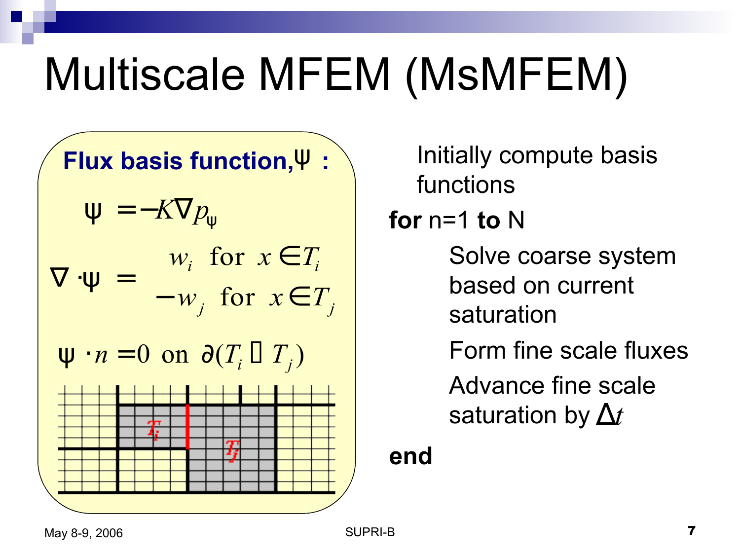# Multiscale MFEM (MsMFEM)

**Flux basis function, ψ :**

$$\psi = -K\nabla p_\psi$$

$$\nabla \cdot \psi = \begin{cases} w_i & \text{for } x \in T_i \\ -w_j & \text{for } x \in T_j \end{cases}$$

$$\psi \cdot n = 0 \text{ on } \partial(T_i \cup T_j)$$

Initially compute basis functions

**for** n=1 **to** N

- Solve coarse system based on current saturation
- Form fine scale fluxes
- Advance fine scale saturation by $\Delta t$

**end**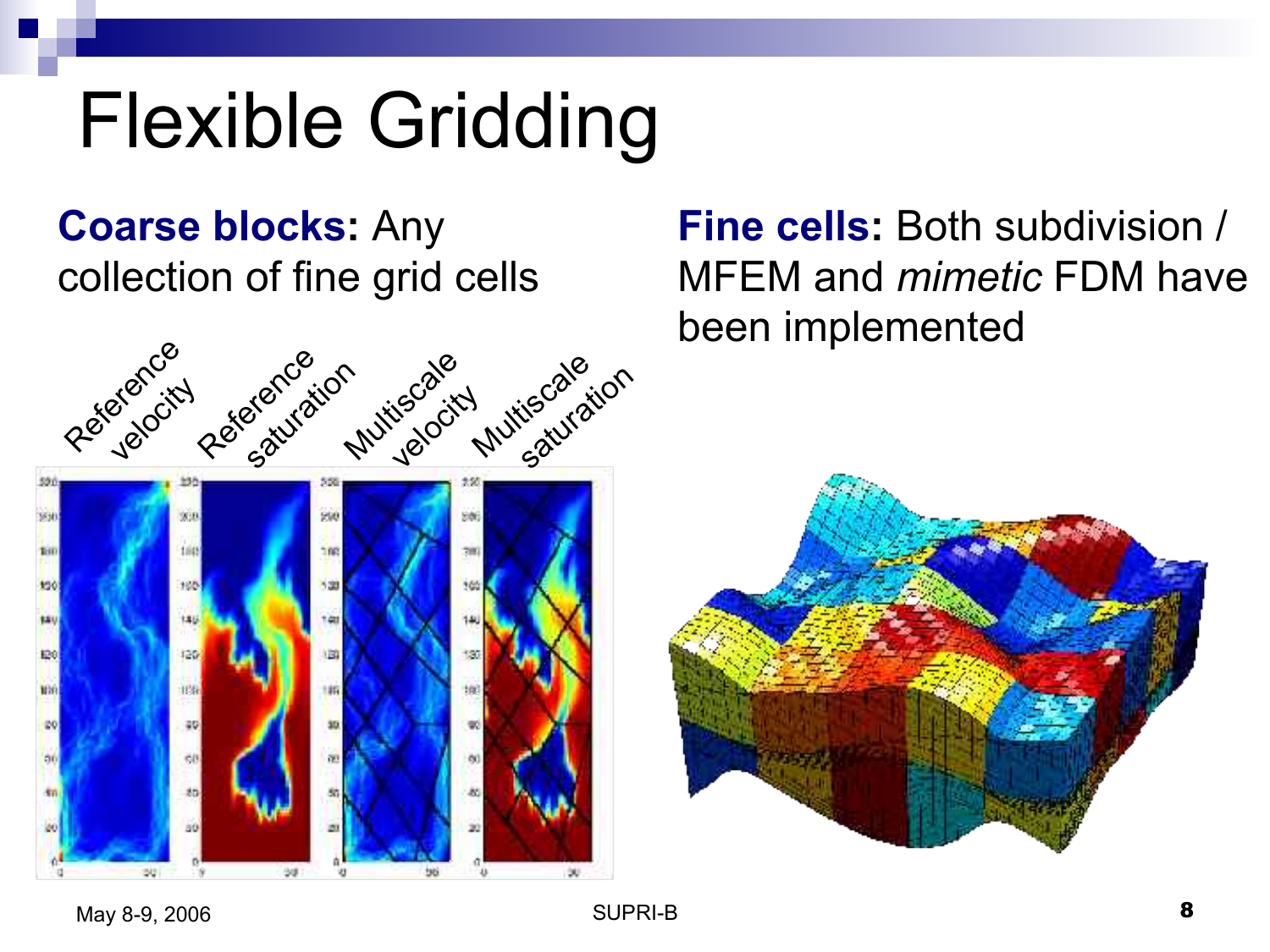# Flexible Gridding

**Coarse blocks:** Any collection of fine grid cells

Reference velocity

Reference saturation

Multiscale velocity

Multiscale saturation

**Fine cells:** Both subdivision / MFEM and *mimetic* FDM have been implemented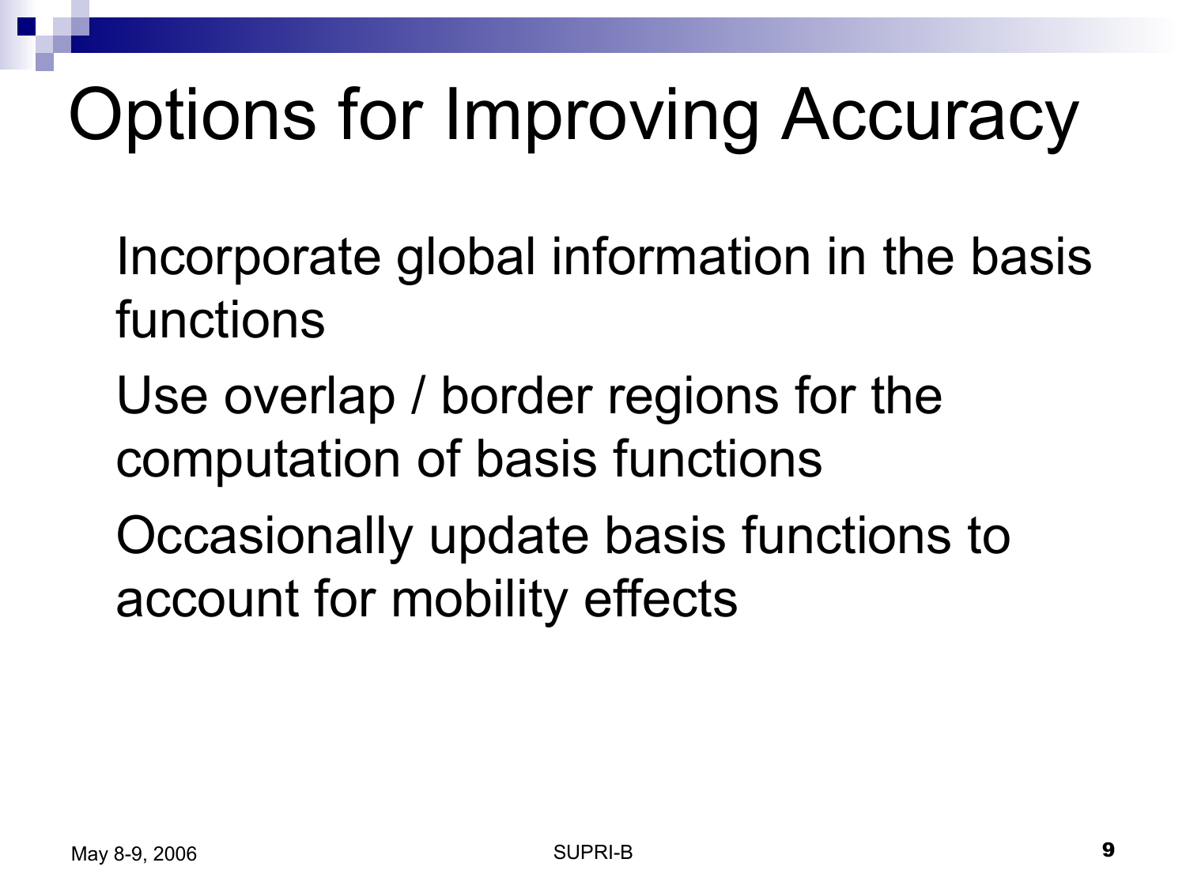# Options for Improving Accuracy

- Incorporate global information in the basis functions
- Use overlap / border regions for the computation of basis functions
- Occasionally update basis functions to account for mobility effects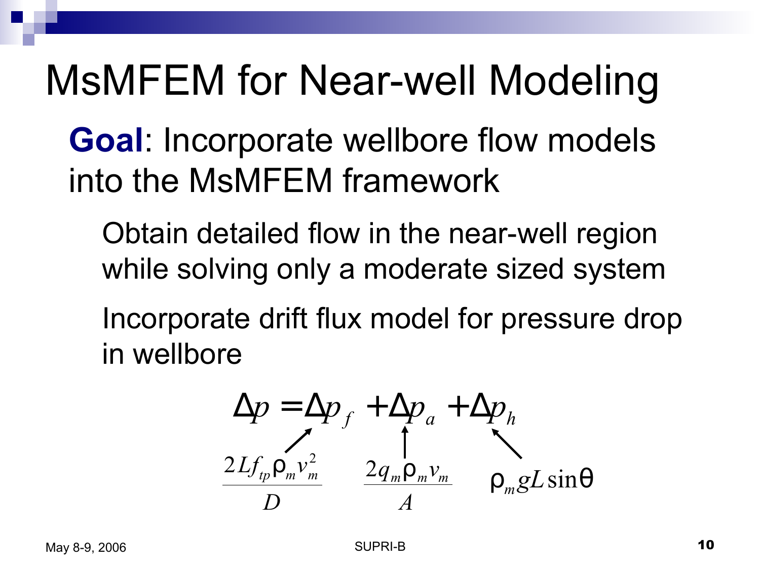# MsMFEM for Near-well Modeling

**Goal**: Incorporate wellbore flow models into the MsMFEM framework

- Obtain detailed flow in the near-well region while solving only a moderate sized system
- Incorporate drift flux model for pressure drop in wellbore

$$\Delta p = \Delta p_f + \Delta p_a + \Delta p_h$$

$$\Delta p_f = \frac{2 L f_{tp} \rho_m v_m^2}{D}, \qquad \Delta p_a = \frac{2 q_m \rho_m v_m}{A}, \qquad \Delta p_h = \rho_m g L \sin\theta$$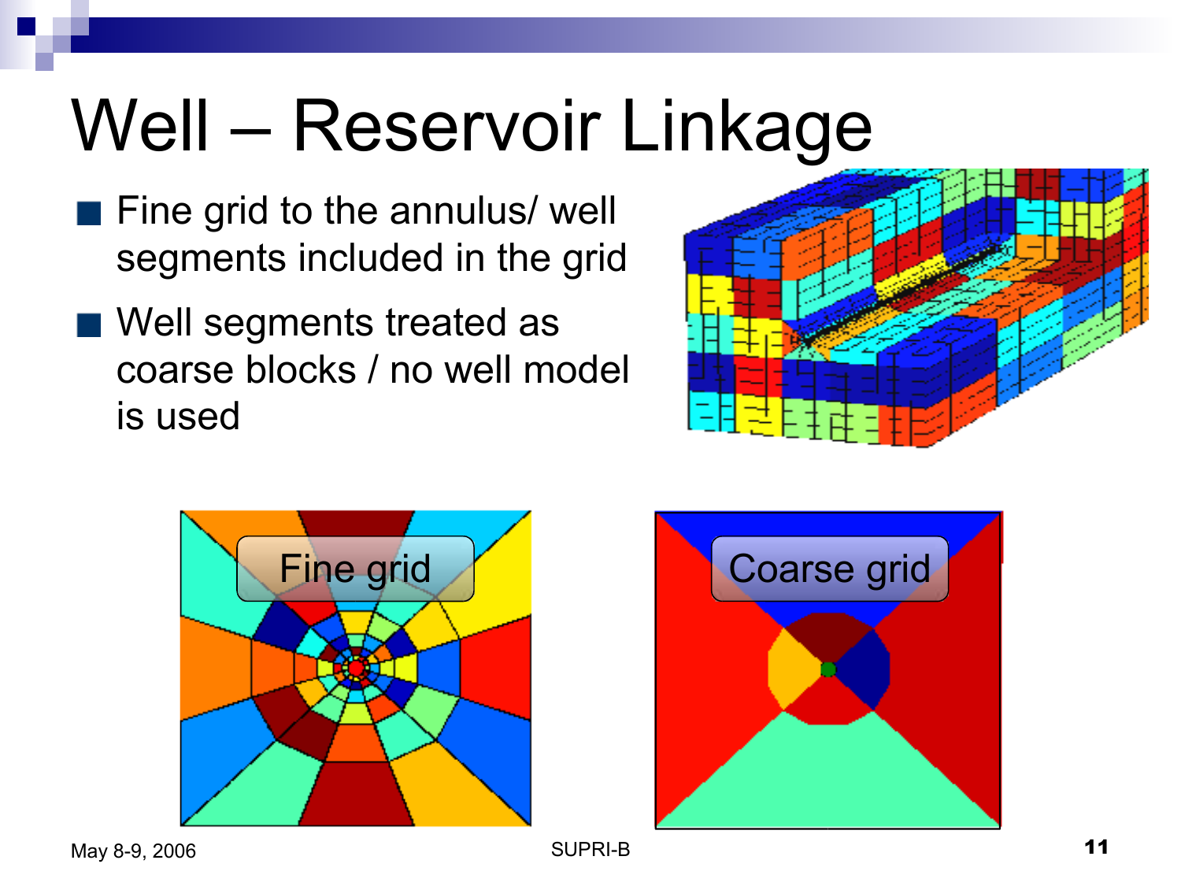# Well – Reservoir Linkage

- Fine grid to the annulus/ well segments included in the grid
- Well segments treated as coarse blocks / no well model is used

Fine grid

Coarse grid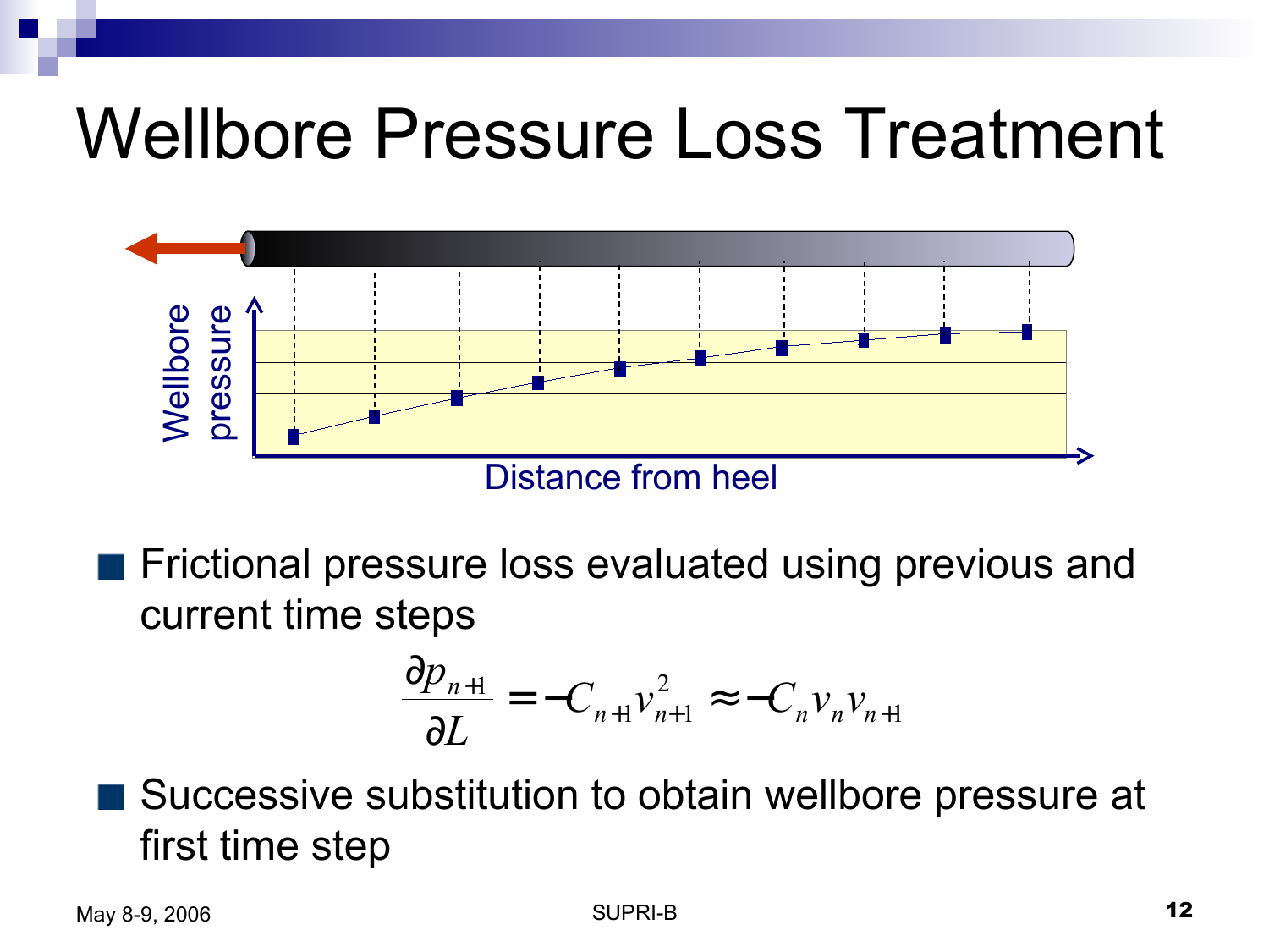# Wellbore Pressure Loss Treatment

Wellbore pressure

Distance from heel

- Frictional pressure loss evaluated using previous and current time steps

$$\frac{\partial p_{n+1}}{\partial L} = -C_{n+1} v_{n+1}^2 \approx -C_n v_n v_{n+1}$$

- Successive substitution to obtain wellbore pressure at first time step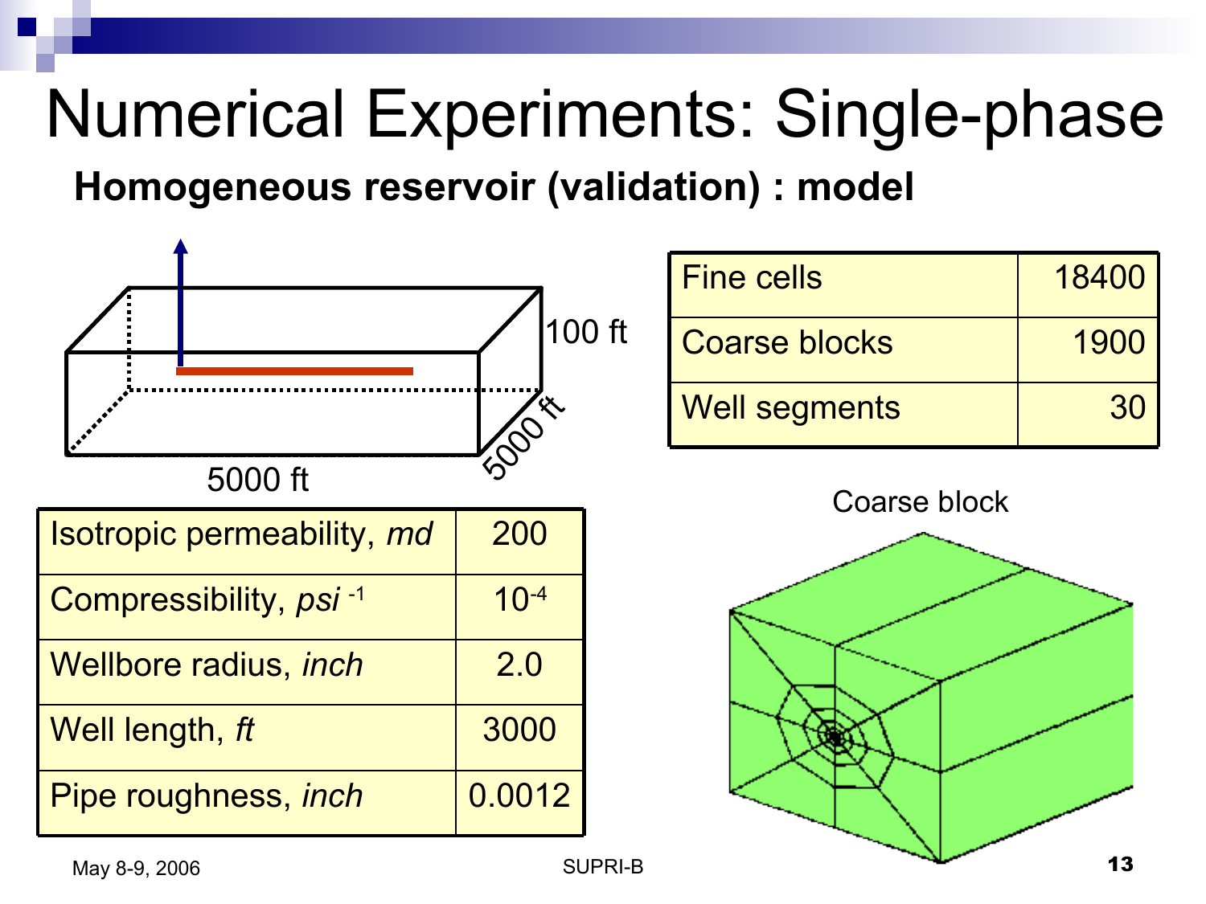# Numerical Experiments: Single-phase

**Homogeneous reservoir (validation) : model**

100 ft

5000 ft

5000 ft

| Fine cells | 18400 |
|---|---|
| Coarse blocks | 1900 |
| Well segments | 30 |

| Isotropic permeability, *md* | 200 |
|---|---|
| Compressibility, *psi* $^{-1}$ | $10^{-4}$ |
| Wellbore radius, *inch* | 2.0 |
| Well length, *ft* | 3000 |
| Pipe roughness, *inch* | 0.0012 |

Coarse block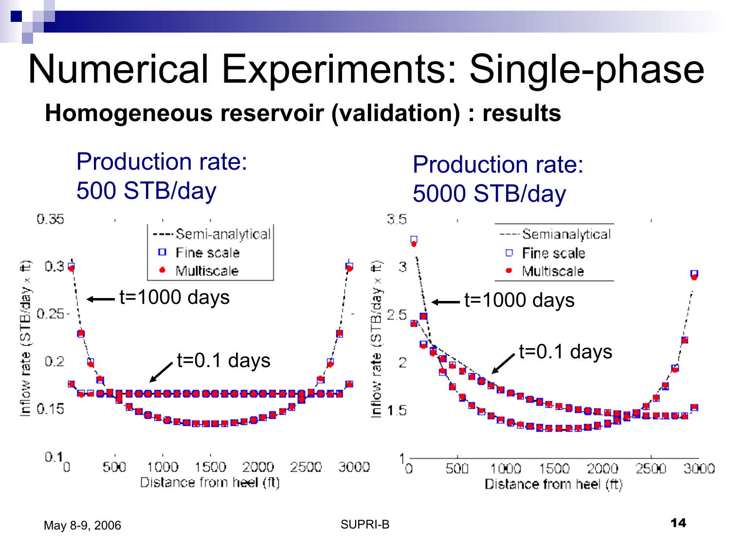# Numerical Experiments: Single-phase

**Homogeneous reservoir (validation) : results**

Production rate: 500 STB/day

Production rate: 5000 STB/day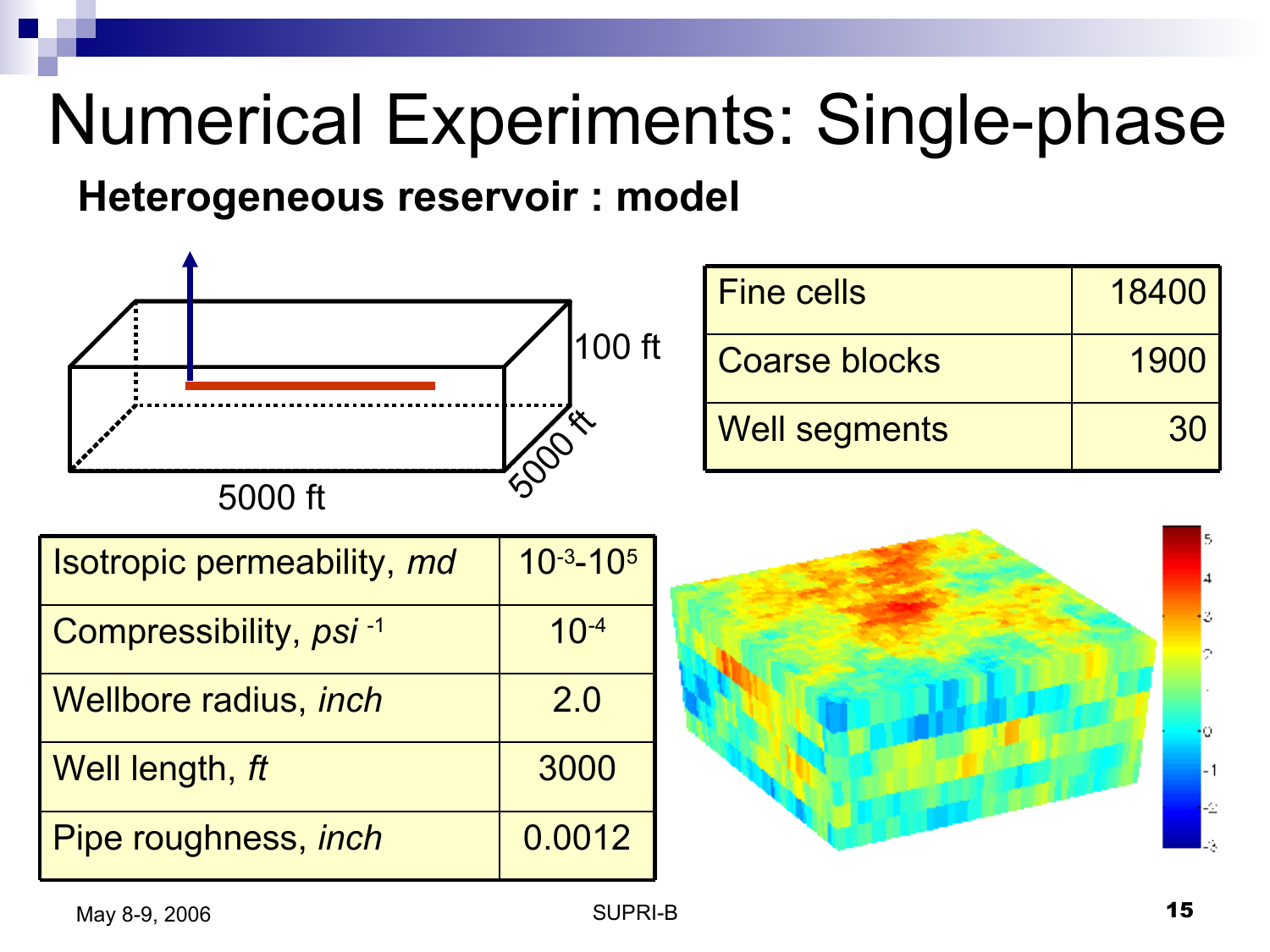# Numerical Experiments: Single-phase

## Heterogeneous reservoir : model

| Fine cells | 18400 |
|---|---|
| Coarse blocks | 1900 |
| Well segments | 30 |

| Isotropic permeability, *md* | $10^{-3}$-$10^{5}$ |
|---|---|
| Compressibility, *psi* $^{-1}$ | $10^{-4}$ |
| Wellbore radius, *inch* | 2.0 |
| Well length, *ft* | 3000 |
| Pipe roughness, *inch* | 0.0012 |

May 8-9, 2006 SUPRI-B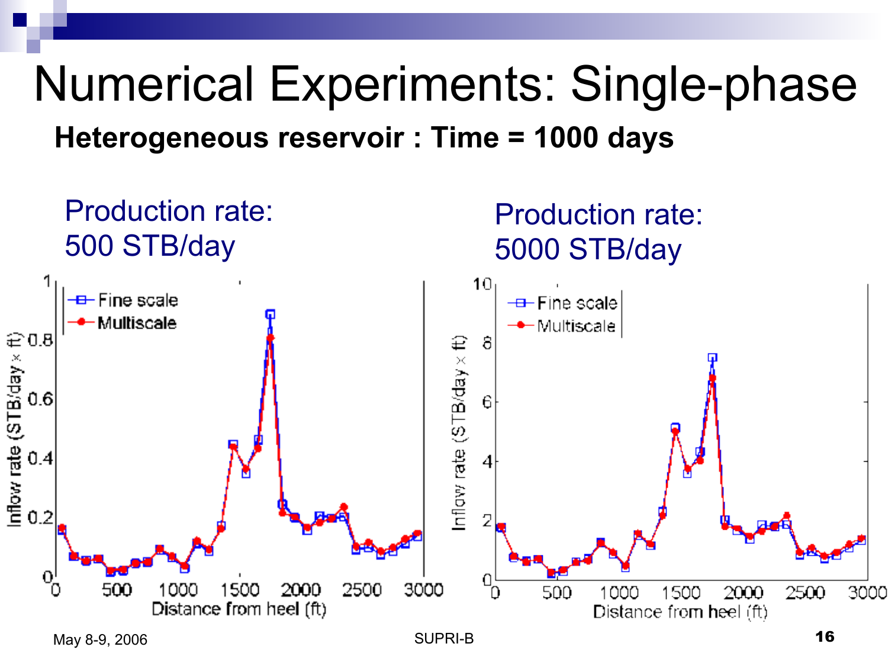# Numerical Experiments: Single-phase

**Heterogeneous reservoir : Time = 1000 days**

Production rate: 500 STB/day

Production rate: 5000 STB/day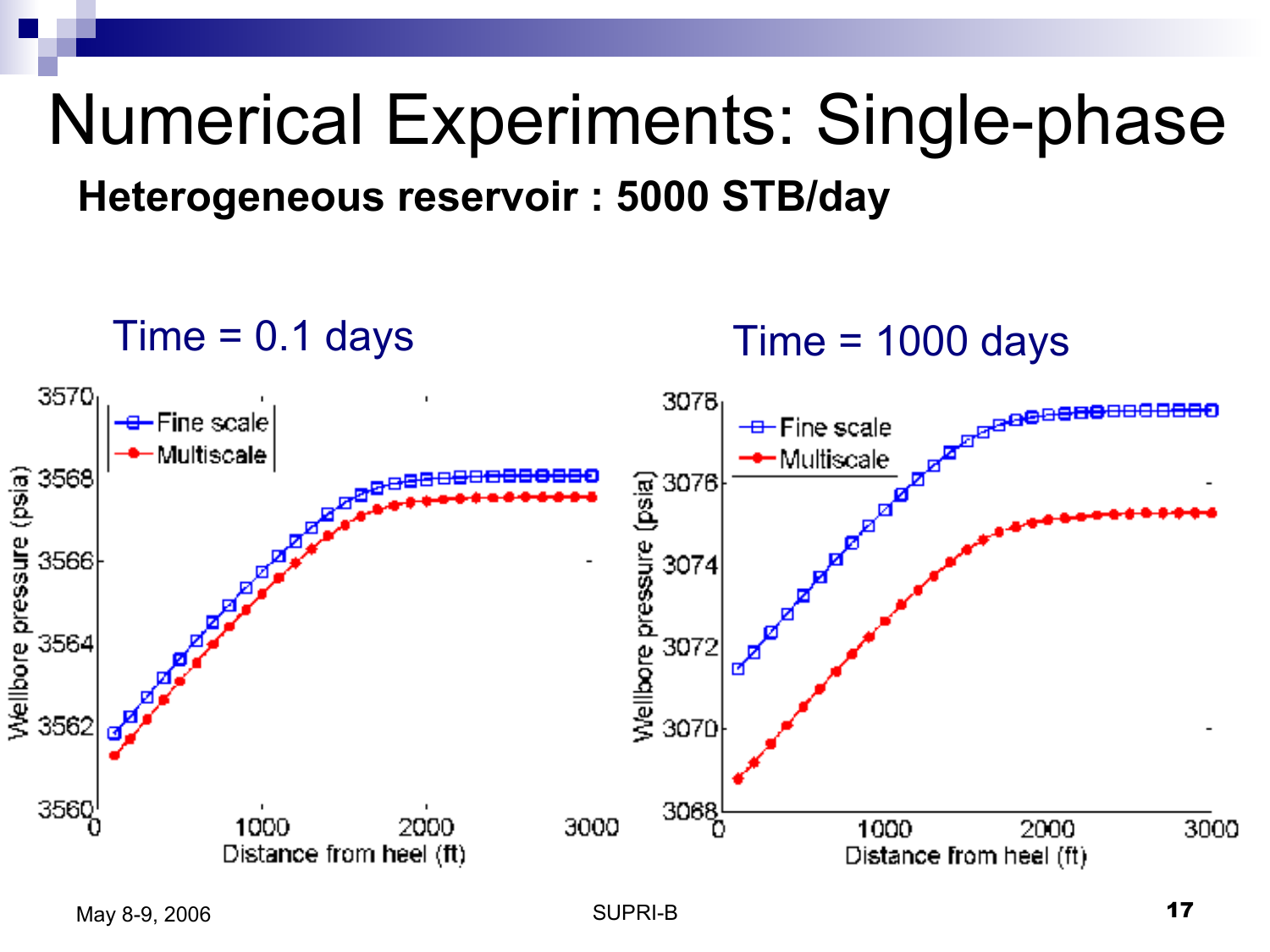# Numerical Experiments: Single-phase

**Heterogeneous reservoir : 5000 STB/day**

Time = 0.1 days

Time = 1000 days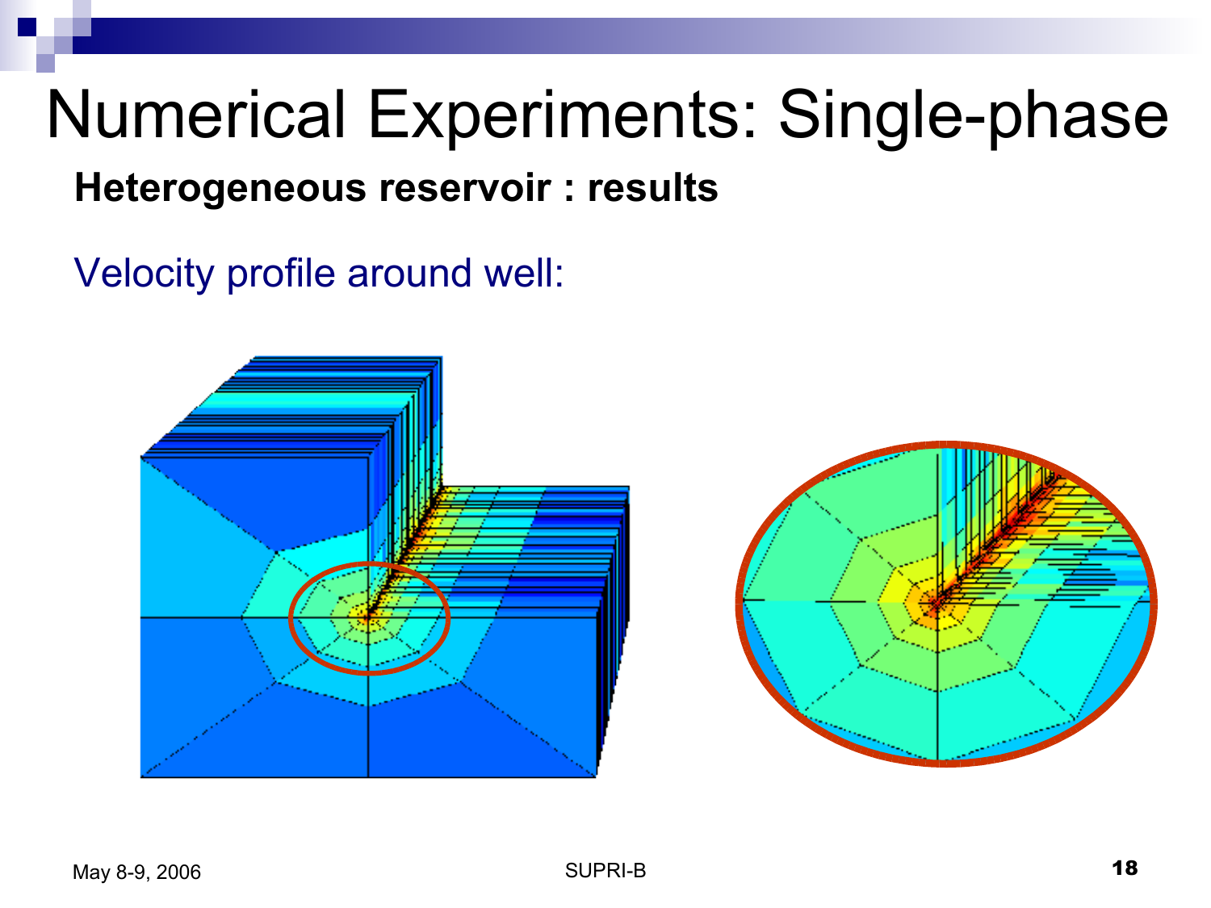# Numerical Experiments: Single-phase

**Heterogeneous reservoir : results**

Velocity profile around well: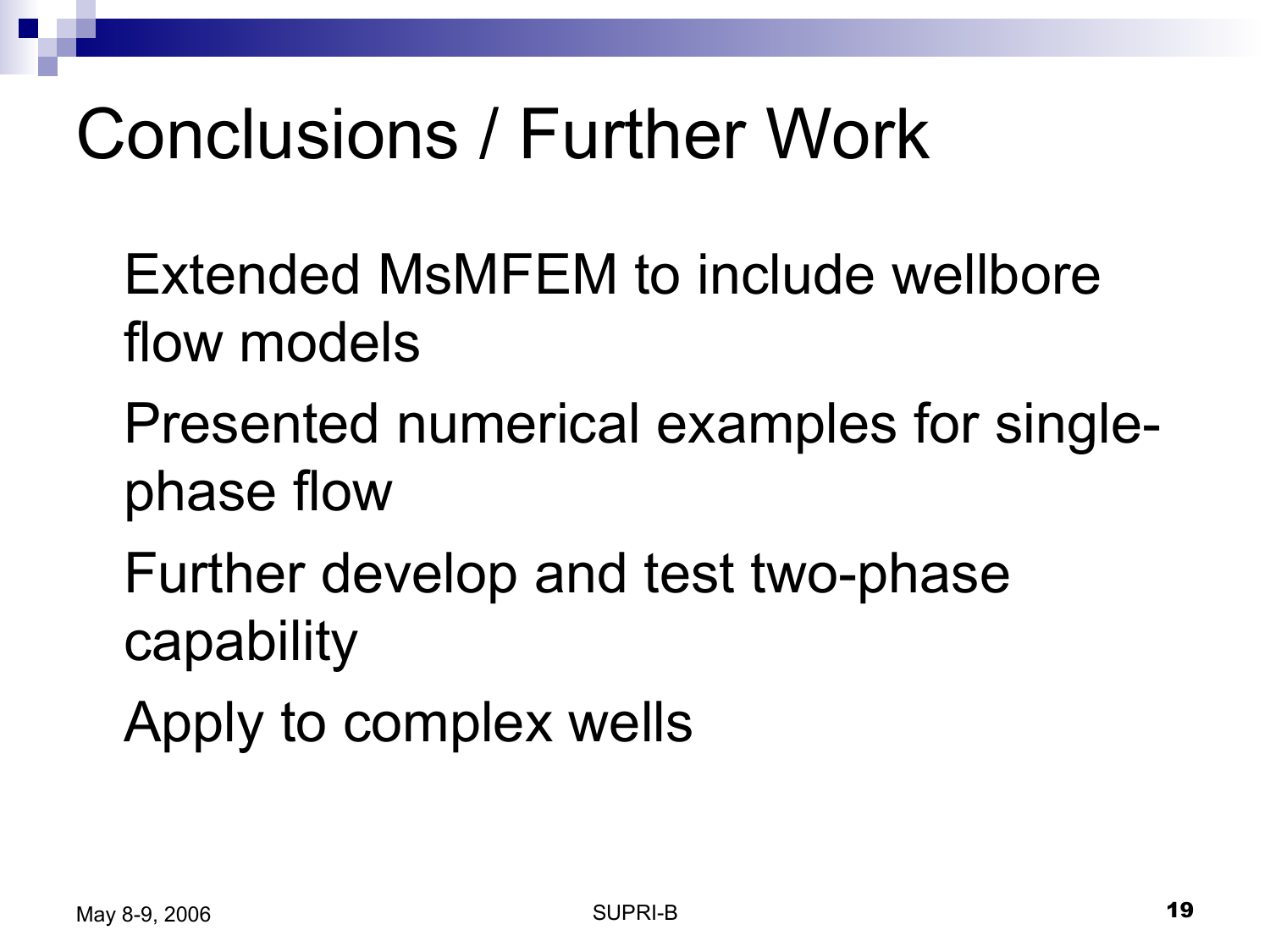# Conclusions / Further Work

- Extended MsMFEM to include wellbore flow models
- Presented numerical examples for single-phase flow
- Further develop and test two-phase capability
- Apply to complex wells